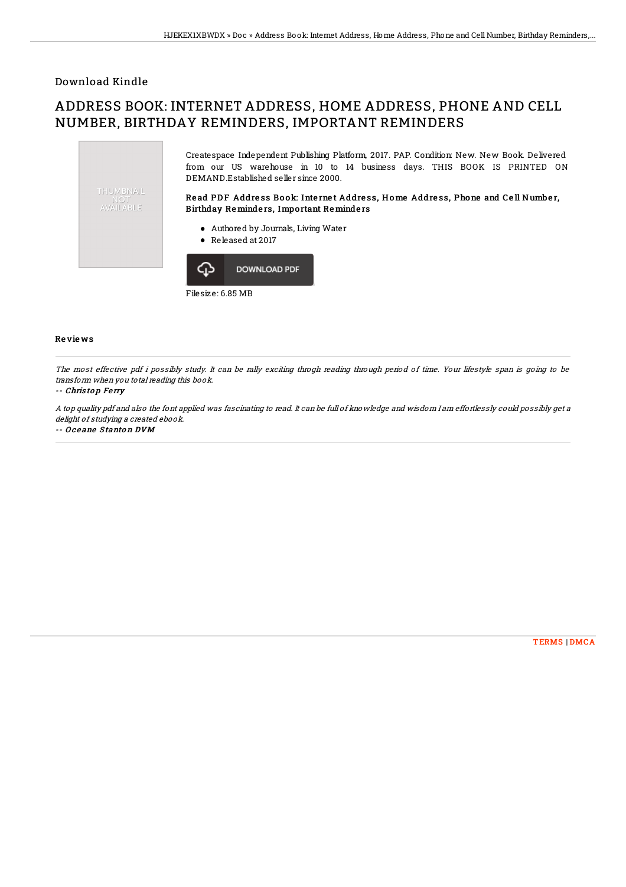Download Kindle

# ADDRESS BOOK: INTERNET ADDRESS, HOME ADDRESS, PHONE AND CELL NUMBER, BIRTHDAY REMINDERS, IMPORTANT REMINDERS

THUMBNAIL NOT AVAILABLE

Createspace Independent Publishing Platform, 2017. PAP. Condition: New. New Book. Delivered from our US warehouse in 10 to 14 business days. THIS BOOK IS PRINTED ON DEMAND.Established seller since 2000.

### Read PDF Address Book: Internet Address, Home Address, Phone and Cell Number, Birthday Reminders, Important Reminders

- Authored by Journals, Living Water
- Released at 2017

DOWNLOAD PDF

Filesize: 6.85 MB

## Reviews

*The most effective pdf i possibly study. It can be rally exciting throgh reading through period of time. Your lifestyle span is going to be transform when you total reading this book.*

-- *Christop Ferry*

*A top quality pdf and also the font applied was fascinating to read. It can be full of knowledge and wisdom I am effortlessly could possibly get a delight of studying a created ebook.*

-- *Oceane Stanton DVM*

TERMS | DMCA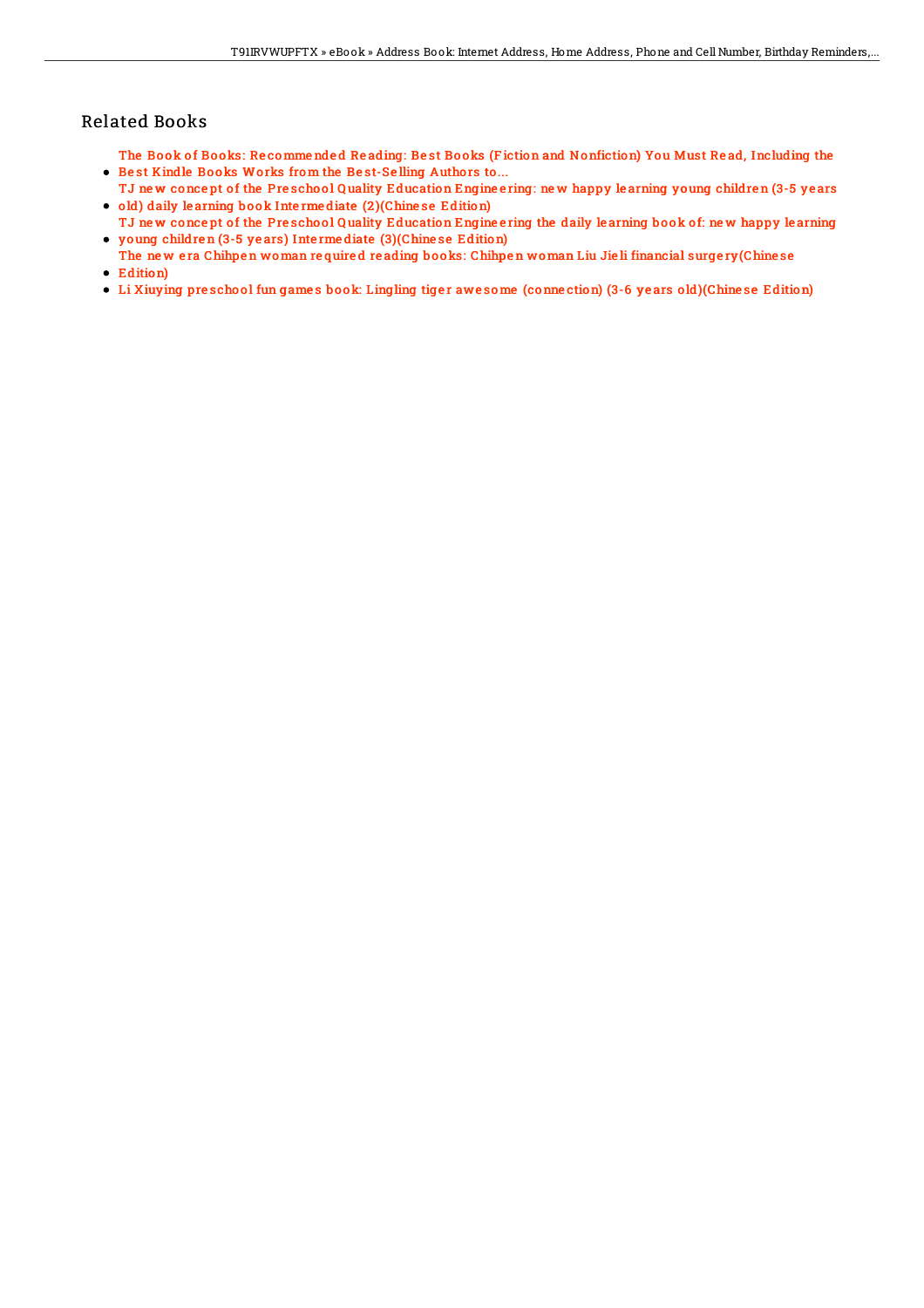## Related Books

- The Book of Books: Recommended Reading: Best Books (Fiction and Nonfiction) You Must Read, Including the Best Kindle Books Works from the Best-Selling Authors to...
- TJ new concept of the Preschool Quality Education Engineering: new happy learning young children (3-5 years old) daily learning book Intermediate (2)(Chinese Edition)
- TJ new concept of the Preschool Quality Education Engineering the daily learning book of: new happy learning young children (3-5 years) Intermediate (3)(Chinese Edition)
- The new era Chihpen woman required reading books: Chihpen woman Liu Jieli financial surgery(Chinese Edition)
- Li Xiuying preschool fun games book: Lingling tiger awesome (connection) (3-6 years old)(Chinese Edition)